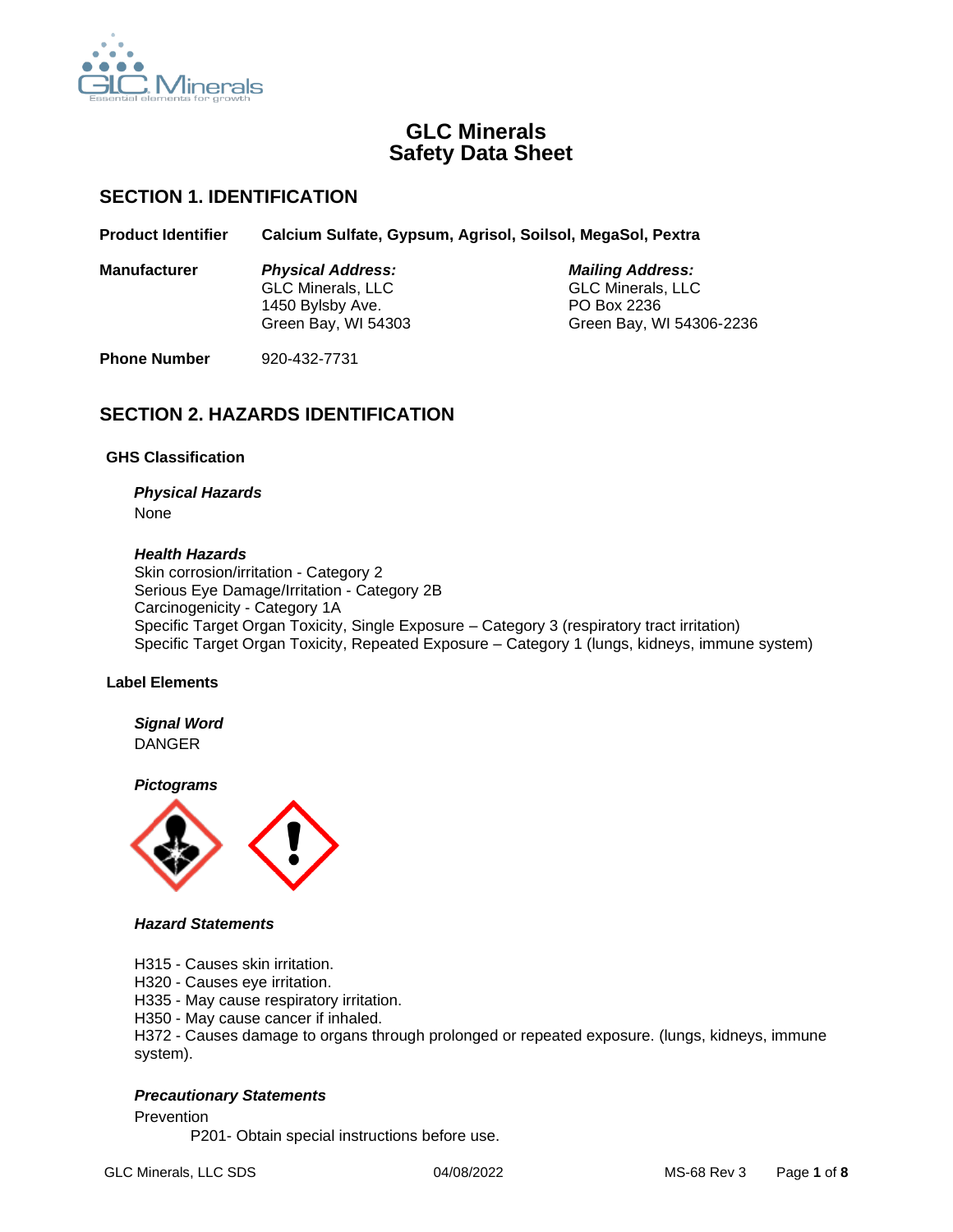# GLC Minerals
# Safety Data Sheet

## SECTION 1. IDENTIFICATION

**Product Identifier** **Calcium Sulfate, Gypsum, Agrisol, Soilsol, MegaSol, Pextra**

**Manufacturer**

***Physical Address:***
GLC Minerals, LLC
1450 Bylsby Ave.
Green Bay, WI 54303

***Mailing Address:***
GLC Minerals, LLC
PO Box 2236
Green Bay, WI 54306-2236

**Phone Number** 920-432-7731

## SECTION 2. HAZARDS IDENTIFICATION

### GHS Classification

***Physical Hazards***
None

***Health Hazards***
Skin corrosion/irritation - Category 2
Serious Eye Damage/Irritation - Category 2B
Carcinogenicity - Category 1A
Specific Target Organ Toxicity, Single Exposure – Category 3 (respiratory tract irritation)
Specific Target Organ Toxicity, Repeated Exposure – Category 1 (lungs, kidneys, immune system)

### Label Elements

***Signal Word***
DANGER

***Pictograms***

***Hazard Statements***

H315 - Causes skin irritation.
H320 - Causes eye irritation.
H335 - May cause respiratory irritation.
H350 - May cause cancer if inhaled.
H372 - Causes damage to organs through prolonged or repeated exposure. (lungs, kidneys, immune system).

***Precautionary Statements***

Prevention

P201- Obtain special instructions before use.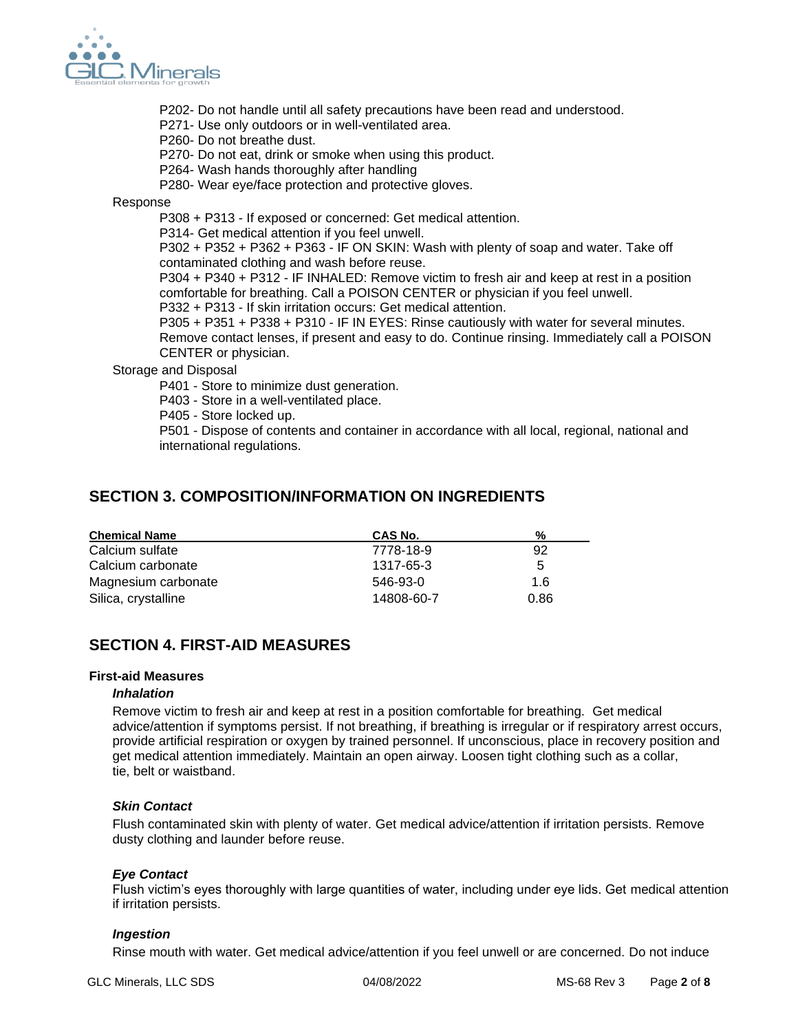P202- Do not handle until all safety precautions have been read and understood.
P271- Use only outdoors or in well-ventilated area.
P260- Do not breathe dust.
P270- Do not eat, drink or smoke when using this product.
P264- Wash hands thoroughly after handling
P280- Wear eye/face protection and protective gloves.

Response

P308 + P313 - If exposed or concerned: Get medical attention.
P314- Get medical attention if you feel unwell.
P302 + P352 + P362 + P363 - IF ON SKIN: Wash with plenty of soap and water. Take off contaminated clothing and wash before reuse.
P304 + P340 + P312 - IF INHALED: Remove victim to fresh air and keep at rest in a position comfortable for breathing. Call a POISON CENTER or physician if you feel unwell.
P332 + P313 - If skin irritation occurs: Get medical attention.
P305 + P351 + P338 + P310 - IF IN EYES: Rinse cautiously with water for several minutes. Remove contact lenses, if present and easy to do. Continue rinsing. Immediately call a POISON CENTER or physician.

Storage and Disposal

P401 - Store to minimize dust generation.
P403 - Store in a well-ventilated place.
P405 - Store locked up.
P501 - Dispose of contents and container in accordance with all local, regional, national and international regulations.

## SECTION 3. COMPOSITION/INFORMATION ON INGREDIENTS

| Chemical Name | CAS No. | % |
|---|---|---|
| Calcium sulfate | 7778-18-9 | 92 |
| Calcium carbonate | 1317-65-3 | 5 |
| Magnesium carbonate | 546-93-0 | 1.6 |
| Silica, crystalline | 14808-60-7 | 0.86 |

## SECTION 4. FIRST-AID MEASURES

### First-aid Measures

***Inhalation***

Remove victim to fresh air and keep at rest in a position comfortable for breathing. Get medical advice/attention if symptoms persist. If not breathing, if breathing is irregular or if respiratory arrest occurs, provide artificial respiration or oxygen by trained personnel. If unconscious, place in recovery position and get medical attention immediately. Maintain an open airway. Loosen tight clothing such as a collar, tie, belt or waistband.

***Skin Contact***

Flush contaminated skin with plenty of water. Get medical advice/attention if irritation persists. Remove dusty clothing and launder before reuse.

***Eye Contact***

Flush victim's eyes thoroughly with large quantities of water, including under eye lids. Get medical attention if irritation persists.

***Ingestion***

Rinse mouth with water. Get medical advice/attention if you feel unwell or are concerned. Do not induce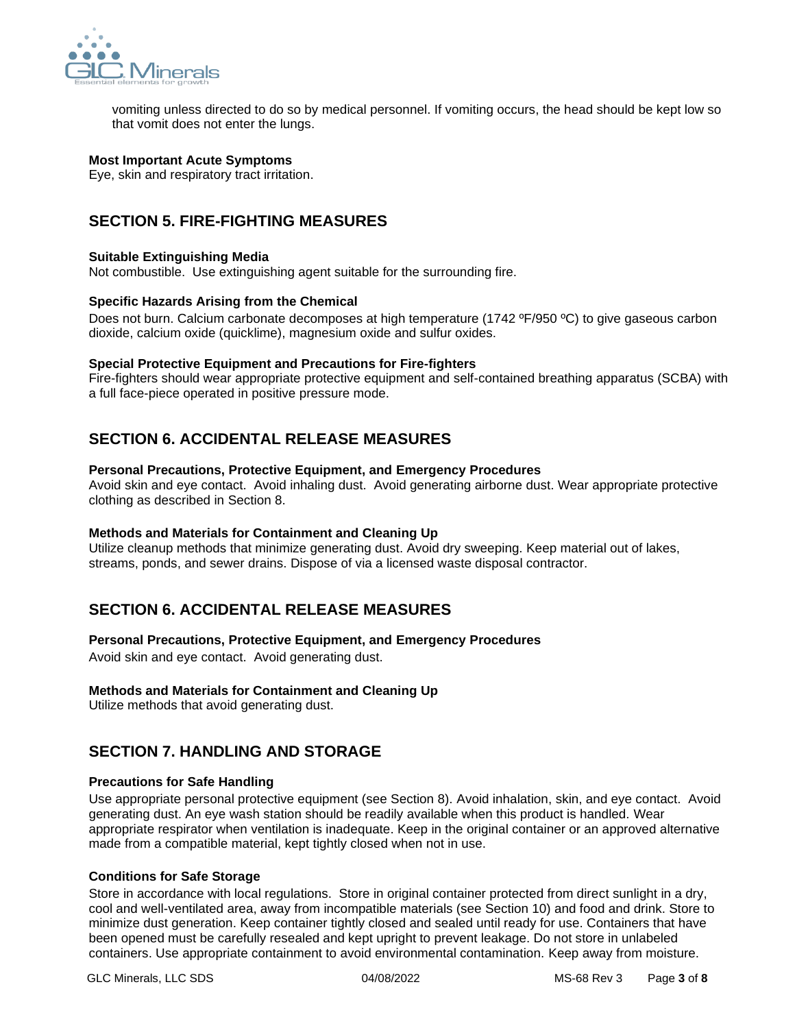vomiting unless directed to do so by medical personnel. If vomiting occurs, the head should be kept low so that vomit does not enter the lungs.

**Most Important Acute Symptoms**

Eye, skin and respiratory tract irritation.

## SECTION 5. FIRE-FIGHTING MEASURES

**Suitable Extinguishing Media**

Not combustible. Use extinguishing agent suitable for the surrounding fire.

**Specific Hazards Arising from the Chemical**

Does not burn. Calcium carbonate decomposes at high temperature (1742 ºF/950 ºC) to give gaseous carbon dioxide, calcium oxide (quicklime), magnesium oxide and sulfur oxides.

**Special Protective Equipment and Precautions for Fire-fighters**

Fire-fighters should wear appropriate protective equipment and self-contained breathing apparatus (SCBA) with a full face-piece operated in positive pressure mode.

## SECTION 6. ACCIDENTAL RELEASE MEASURES

**Personal Precautions, Protective Equipment, and Emergency Procedures**

Avoid skin and eye contact. Avoid inhaling dust. Avoid generating airborne dust. Wear appropriate protective clothing as described in Section 8.

**Methods and Materials for Containment and Cleaning Up**

Utilize cleanup methods that minimize generating dust. Avoid dry sweeping. Keep material out of lakes, streams, ponds, and sewer drains. Dispose of via a licensed waste disposal contractor.

## SECTION 6. ACCIDENTAL RELEASE MEASURES

**Personal Precautions, Protective Equipment, and Emergency Procedures**

Avoid skin and eye contact. Avoid generating dust.

**Methods and Materials for Containment and Cleaning Up**

Utilize methods that avoid generating dust.

## SECTION 7. HANDLING AND STORAGE

**Precautions for Safe Handling**

Use appropriate personal protective equipment (see Section 8). Avoid inhalation, skin, and eye contact. Avoid generating dust. An eye wash station should be readily available when this product is handled. Wear appropriate respirator when ventilation is inadequate. Keep in the original container or an approved alternative made from a compatible material, kept tightly closed when not in use.

**Conditions for Safe Storage**

Store in accordance with local regulations. Store in original container protected from direct sunlight in a dry, cool and well-ventilated area, away from incompatible materials (see Section 10) and food and drink. Store to minimize dust generation. Keep container tightly closed and sealed until ready for use. Containers that have been opened must be carefully resealed and kept upright to prevent leakage. Do not store in unlabeled containers. Use appropriate containment to avoid environmental contamination. Keep away from moisture.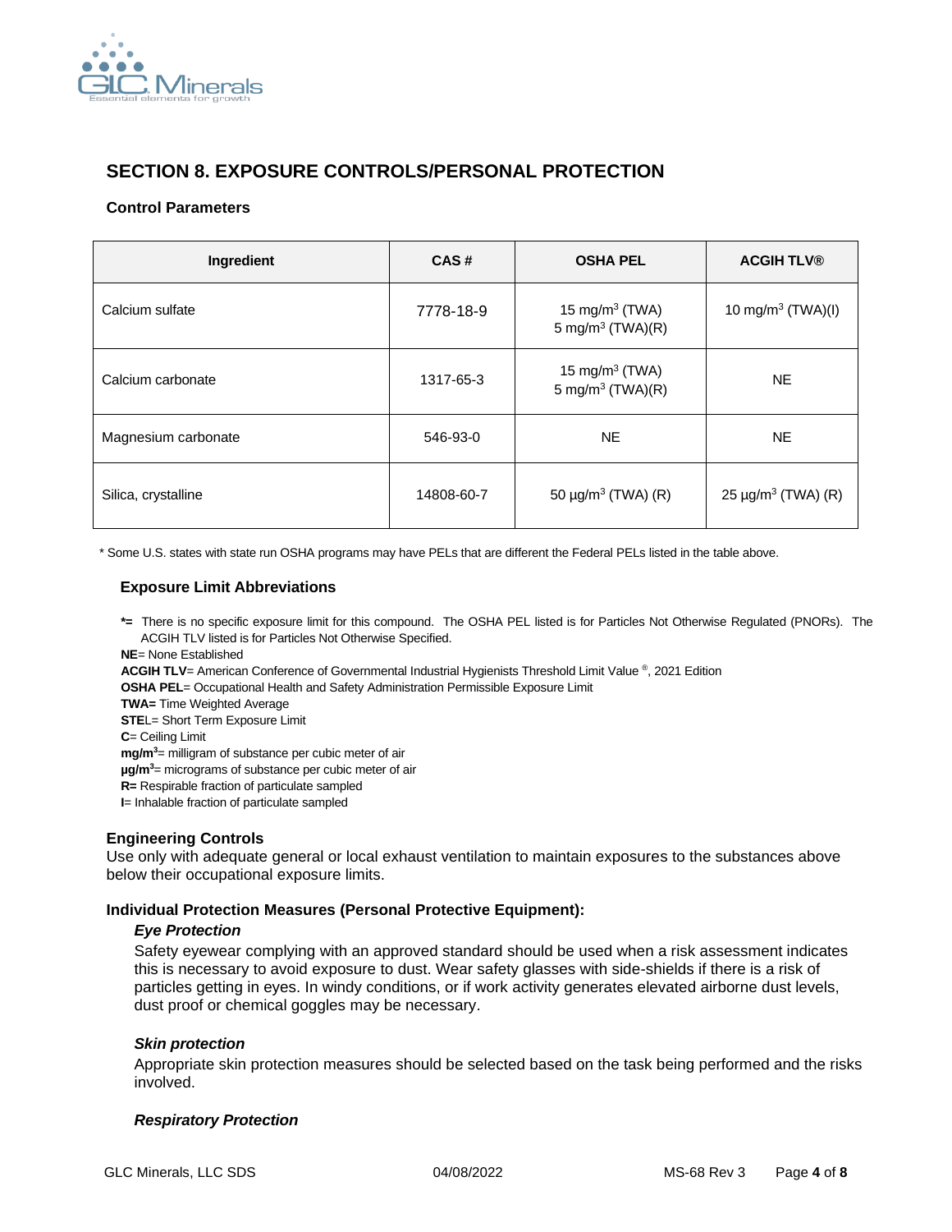## SECTION 8. EXPOSURE CONTROLS/PERSONAL PROTECTION

### Control Parameters

| Ingredient | CAS # | OSHA PEL | ACGIH TLV® |
|---|---|---|---|
| Calcium sulfate | 7778-18-9 | 15 mg/m$^3$ (TWA)<br>5 mg/m$^3$ (TWA)(R) | 10 mg/m$^3$ (TWA)(I) |
| Calcium carbonate | 1317-65-3 | 15 mg/m$^3$ (TWA)<br>5 mg/m$^3$ (TWA)(R) | NE |
| Magnesium carbonate | 546-93-0 | NE | NE |
| Silica, crystalline | 14808-60-7 | 50 µg/m$^3$ (TWA) (R) | 25 µg/m$^3$ (TWA) (R) |

* Some U.S. states with state run OSHA programs may have PELs that are different the Federal PELs listed in the table above.

### Exposure Limit Abbreviations

**\*=** There is no specific exposure limit for this compound. The OSHA PEL listed is for Particles Not Otherwise Regulated (PNORs). The ACGIH TLV listed is for Particles Not Otherwise Specified.
**NE**= None Established
**ACGIH TLV**= American Conference of Governmental Industrial Hygienists Threshold Limit Value ®, 2021 Edition
**OSHA PEL**= Occupational Health and Safety Administration Permissible Exposure Limit
**TWA=** Time Weighted Average
**STE**L= Short Term Exposure Limit
**C**= Ceiling Limit
**mg/m$^3$**= milligram of substance per cubic meter of air
**µg/m$^3$**= micrograms of substance per cubic meter of air
**R=** Respirable fraction of particulate sampled
**I**= Inhalable fraction of particulate sampled

### Engineering Controls

Use only with adequate general or local exhaust ventilation to maintain exposures to the substances above below their occupational exposure limits.

### Individual Protection Measures (Personal Protective Equipment):

***Eye Protection***

Safety eyewear complying with an approved standard should be used when a risk assessment indicates this is necessary to avoid exposure to dust. Wear safety glasses with side-shields if there is a risk of particles getting in eyes. In windy conditions, or if work activity generates elevated airborne dust levels, dust proof or chemical goggles may be necessary.

***Skin protection***

Appropriate skin protection measures should be selected based on the task being performed and the risks involved.

***Respiratory Protection***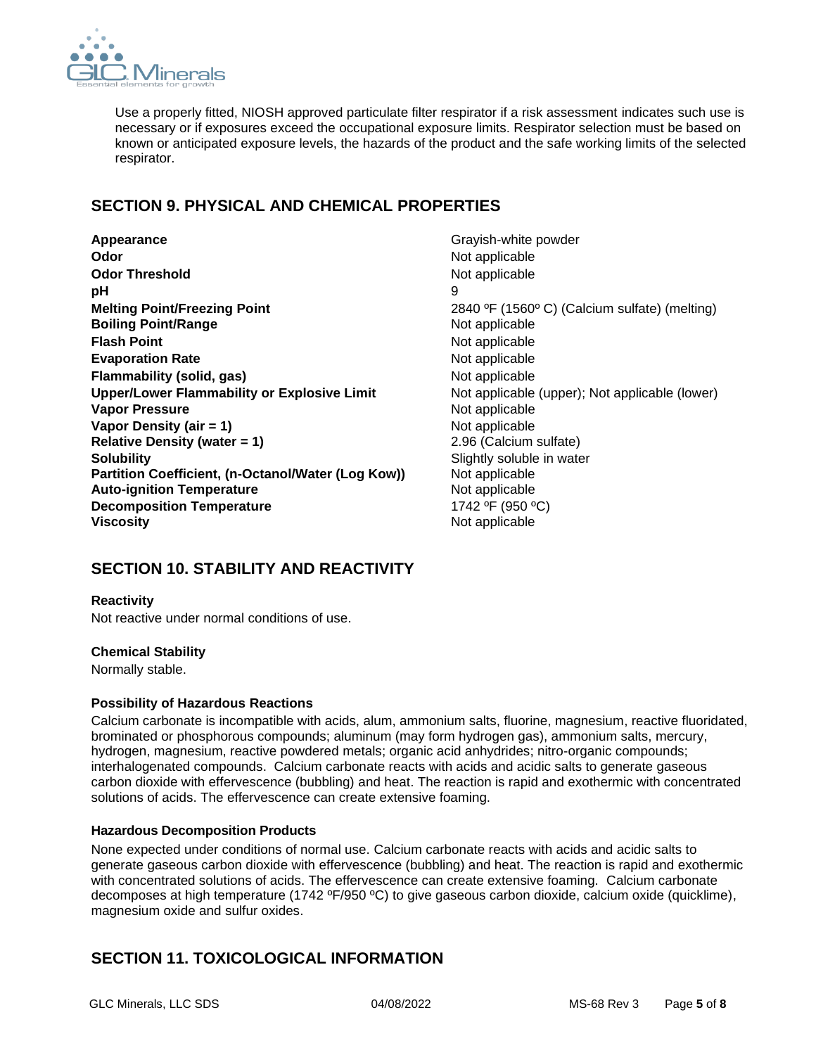Use a properly fitted, NIOSH approved particulate filter respirator if a risk assessment indicates such use is necessary or if exposures exceed the occupational exposure limits. Respirator selection must be based on known or anticipated exposure levels, the hazards of the product and the safe working limits of the selected respirator.

## SECTION 9. PHYSICAL AND CHEMICAL PROPERTIES

| | |
|---|---|
| **Appearance** | Grayish-white powder |
| **Odor** | Not applicable |
| **Odor Threshold** | Not applicable |
| **pH** | 9 |
| **Melting Point/Freezing Point** | 2840 ºF (1560º C) (Calcium sulfate) (melting) |
| **Boiling Point/Range** | Not applicable |
| **Flash Point** | Not applicable |
| **Evaporation Rate** | Not applicable |
| **Flammability (solid, gas)** | Not applicable |
| **Upper/Lower Flammability or Explosive Limit** | Not applicable (upper); Not applicable (lower) |
| **Vapor Pressure** | Not applicable |
| **Vapor Density (air = 1)** | Not applicable |
| **Relative Density (water = 1)** | 2.96 (Calcium sulfate) |
| **Solubility** | Slightly soluble in water |
| **Partition Coefficient, (n-Octanol/Water (Log Kow))** | Not applicable |
| **Auto-ignition Temperature** | Not applicable |
| **Decomposition Temperature** | 1742 ºF (950 ºC) |
| **Viscosity** | Not applicable |

## SECTION 10. STABILITY AND REACTIVITY

**Reactivity**

Not reactive under normal conditions of use.

**Chemical Stability**

Normally stable.

**Possibility of Hazardous Reactions**

Calcium carbonate is incompatible with acids, alum, ammonium salts, fluorine, magnesium, reactive fluoridated, brominated or phosphorous compounds; aluminum (may form hydrogen gas), ammonium salts, mercury, hydrogen, magnesium, reactive powdered metals; organic acid anhydrides; nitro-organic compounds; interhalogenated compounds. Calcium carbonate reacts with acids and acidic salts to generate gaseous carbon dioxide with effervescence (bubbling) and heat. The reaction is rapid and exothermic with concentrated solutions of acids. The effervescence can create extensive foaming.

**Hazardous Decomposition Products**

None expected under conditions of normal use. Calcium carbonate reacts with acids and acidic salts to generate gaseous carbon dioxide with effervescence (bubbling) and heat. The reaction is rapid and exothermic with concentrated solutions of acids. The effervescence can create extensive foaming. Calcium carbonate decomposes at high temperature (1742 ºF/950 ºC) to give gaseous carbon dioxide, calcium oxide (quicklime), magnesium oxide and sulfur oxides.

## SECTION 11. TOXICOLOGICAL INFORMATION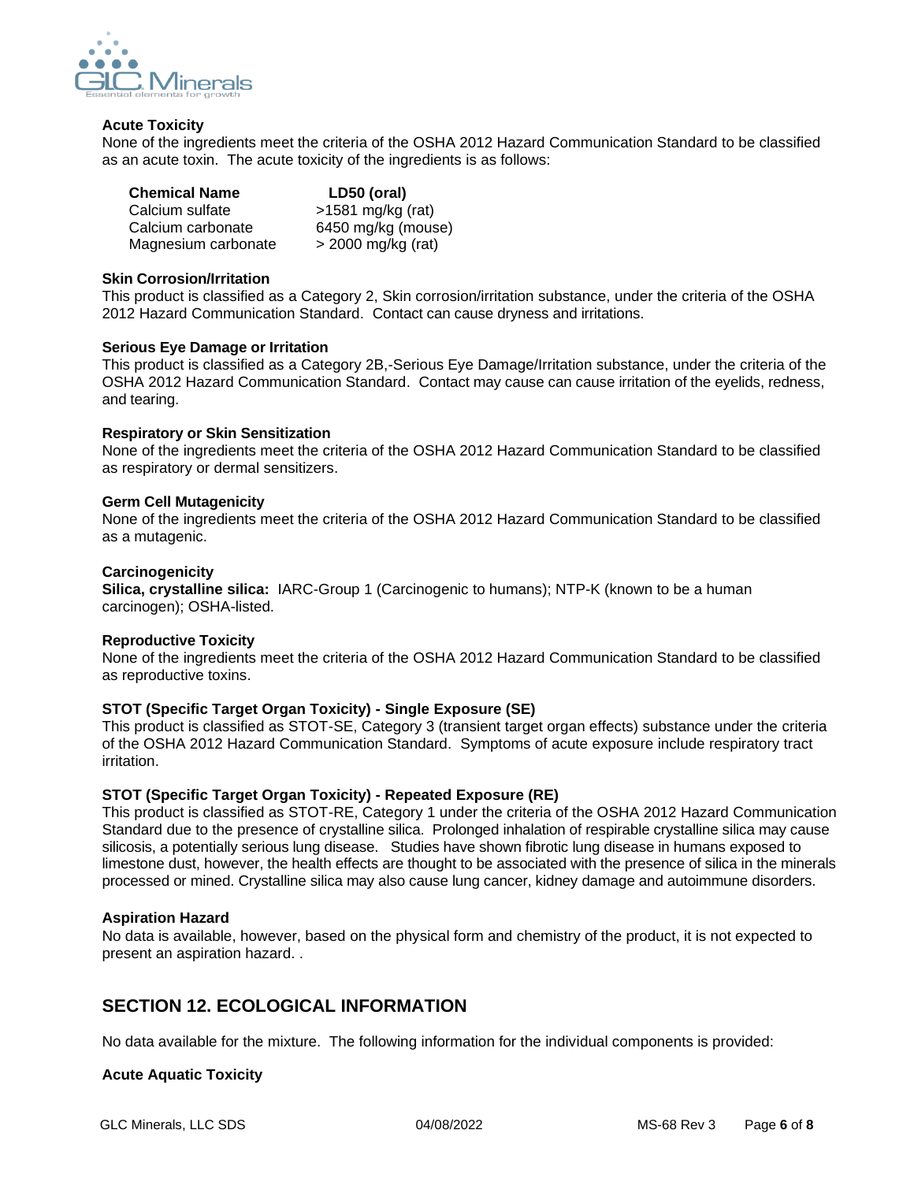**Acute Toxicity**

None of the ingredients meet the criteria of the OSHA 2012 Hazard Communication Standard to be classified as an acute toxin. The acute toxicity of the ingredients is as follows:

| Chemical Name | LD50 (oral) |
|---|---|
| Calcium sulfate | >1581 mg/kg (rat) |
| Calcium carbonate | 6450 mg/kg (mouse) |
| Magnesium carbonate | > 2000 mg/kg (rat) |

**Skin Corrosion/Irritation**

This product is classified as a Category 2, Skin corrosion/irritation substance, under the criteria of the OSHA 2012 Hazard Communication Standard. Contact can cause dryness and irritations.

**Serious Eye Damage or Irritation**

This product is classified as a Category 2B,-Serious Eye Damage/Irritation substance, under the criteria of the OSHA 2012 Hazard Communication Standard. Contact may cause can cause irritation of the eyelids, redness, and tearing.

**Respiratory or Skin Sensitization**

None of the ingredients meet the criteria of the OSHA 2012 Hazard Communication Standard to be classified as respiratory or dermal sensitizers.

**Germ Cell Mutagenicity**

None of the ingredients meet the criteria of the OSHA 2012 Hazard Communication Standard to be classified as a mutagenic.

**Carcinogenicity**

**Silica, crystalline silica:** IARC-Group 1 (Carcinogenic to humans); NTP-K (known to be a human carcinogen); OSHA-listed.

**Reproductive Toxicity**

None of the ingredients meet the criteria of the OSHA 2012 Hazard Communication Standard to be classified as reproductive toxins.

**STOT (Specific Target Organ Toxicity) - Single Exposure (SE)**

This product is classified as STOT-SE, Category 3 (transient target organ effects) substance under the criteria of the OSHA 2012 Hazard Communication Standard. Symptoms of acute exposure include respiratory tract irritation.

**STOT (Specific Target Organ Toxicity) - Repeated Exposure (RE)**

This product is classified as STOT-RE, Category 1 under the criteria of the OSHA 2012 Hazard Communication Standard due to the presence of crystalline silica. Prolonged inhalation of respirable crystalline silica may cause silicosis, a potentially serious lung disease. Studies have shown fibrotic lung disease in humans exposed to limestone dust, however, the health effects are thought to be associated with the presence of silica in the minerals processed or mined. Crystalline silica may also cause lung cancer, kidney damage and autoimmune disorders.

**Aspiration Hazard**

No data is available, however, based on the physical form and chemistry of the product, it is not expected to present an aspiration hazard. .

## SECTION 12. ECOLOGICAL INFORMATION

No data available for the mixture. The following information for the individual components is provided:

**Acute Aquatic Toxicity**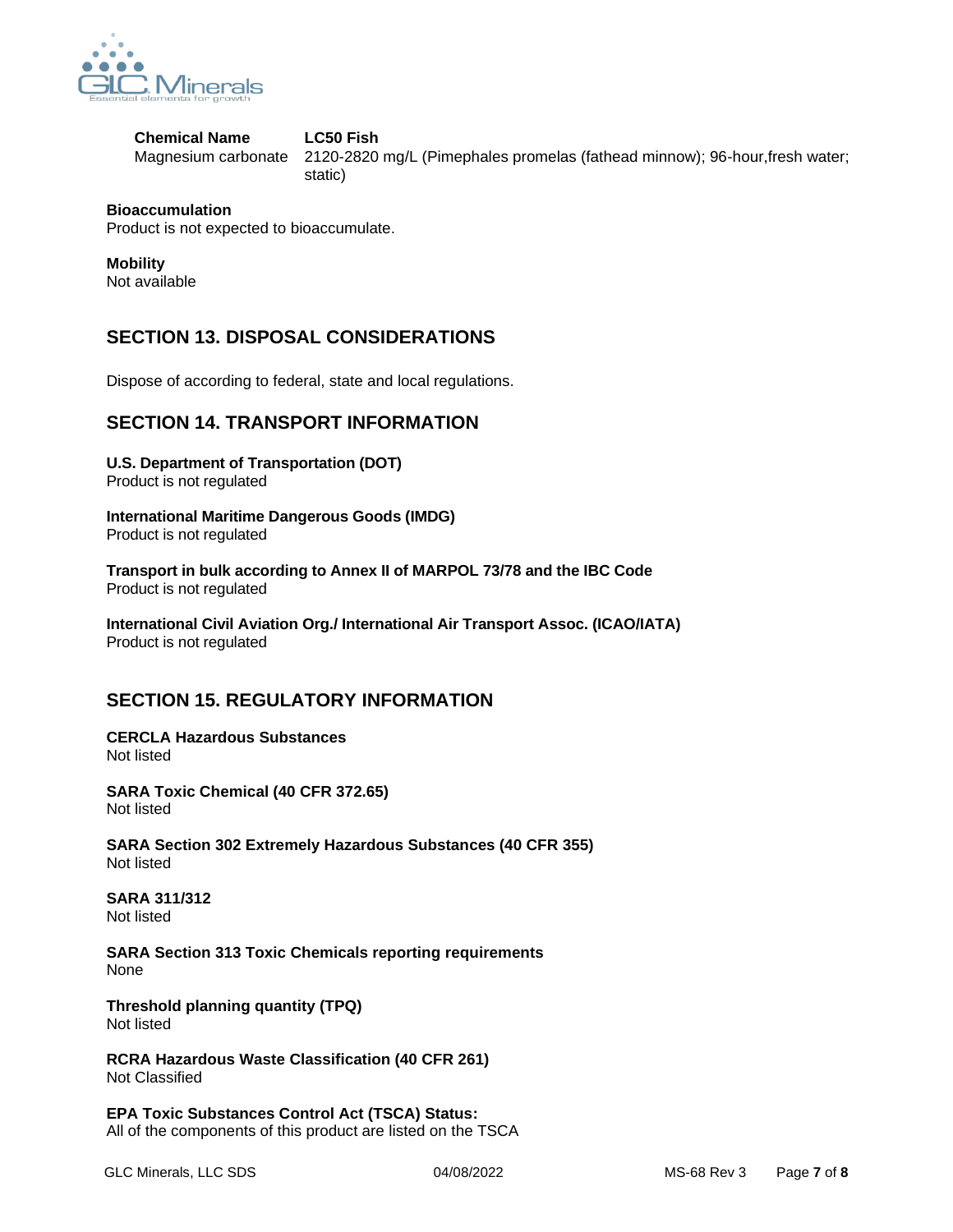| Chemical Name | LC50 Fish |
| --- | --- |
| Magnesium carbonate | 2120-2820 mg/L (Pimephales promelas (fathead minnow); 96-hour,fresh water; static) |

**Bioaccumulation**
Product is not expected to bioaccumulate.

**Mobility**
Not available

## SECTION 13. DISPOSAL CONSIDERATIONS

Dispose of according to federal, state and local regulations.

## SECTION 14. TRANSPORT INFORMATION

**U.S. Department of Transportation (DOT)**
Product is not regulated

**International Maritime Dangerous Goods (IMDG)**
Product is not regulated

**Transport in bulk according to Annex II of MARPOL 73/78 and the IBC Code**
Product is not regulated

**International Civil Aviation Org./ International Air Transport Assoc. (ICAO/IATA)**
Product is not regulated

## SECTION 15. REGULATORY INFORMATION

**CERCLA Hazardous Substances**
Not listed

**SARA Toxic Chemical (40 CFR 372.65)**
Not listed

**SARA Section 302 Extremely Hazardous Substances (40 CFR 355)**
Not listed

**SARA 311/312**
Not listed

**SARA Section 313 Toxic Chemicals reporting requirements**
None

**Threshold planning quantity (TPQ)**
Not listed

**RCRA Hazardous Waste Classification (40 CFR 261)**
Not Classified

**EPA Toxic Substances Control Act (TSCA) Status:**
All of the components of this product are listed on the TSCA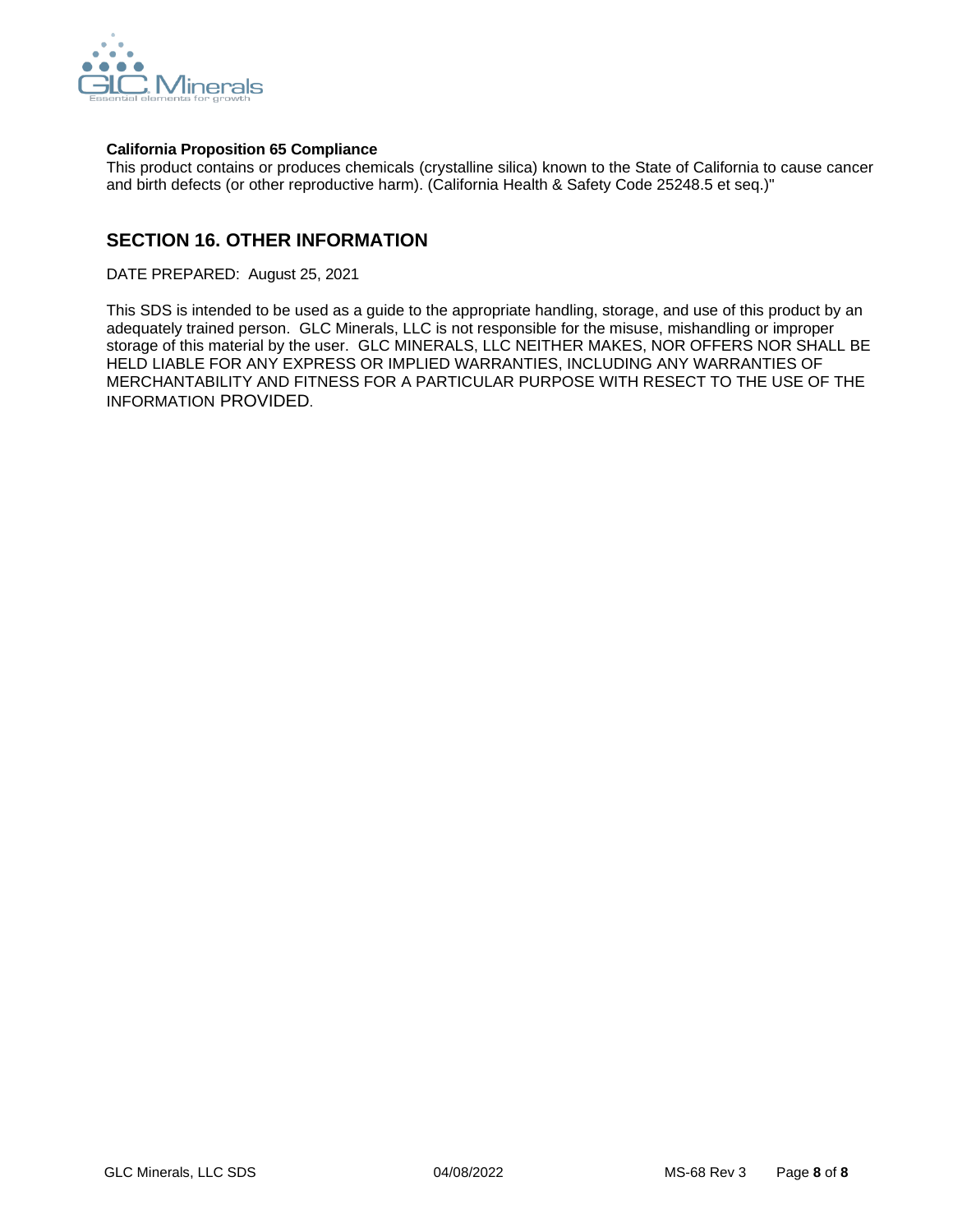**California Proposition 65 Compliance**

This product contains or produces chemicals (crystalline silica) known to the State of California to cause cancer and birth defects (or other reproductive harm). (California Health & Safety Code 25248.5 et seq.)"

## SECTION 16. OTHER INFORMATION

DATE PREPARED: August 25, 2021

This SDS is intended to be used as a guide to the appropriate handling, storage, and use of this product by an adequately trained person. GLC Minerals, LLC is not responsible for the misuse, mishandling or improper storage of this material by the user. GLC MINERALS, LLC NEITHER MAKES, NOR OFFERS NOR SHALL BE HELD LIABLE FOR ANY EXPRESS OR IMPLIED WARRANTIES, INCLUDING ANY WARRANTIES OF MERCHANTABILITY AND FITNESS FOR A PARTICULAR PURPOSE WITH RESECT TO THE USE OF THE INFORMATION PROVIDED.